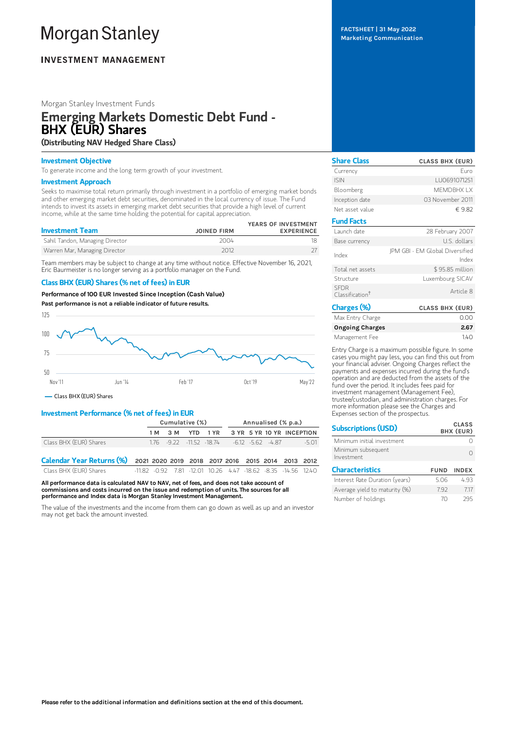# Morgan Stanley

**INVESTMENT MANAGEMENT**

**FACTSHEET | 31 May 2022**
**Marketing Communication**

Morgan Stanley Investment Funds

## Emerging Markets Domestic Debt Fund - BHX (EUR) Shares

**(Distributing NAV Hedged Share Class)**

### Investment Objective

To generate income and the long term growth of your investment.

### Investment Approach

Seeks to maximise total return primarily through investment in a portfolio of emerging market bonds and other emerging market debt securities, denominated in the local currency of issue. The Fund intends to invest its assets in emerging market debt securities that provide a high level of current income, while at the same time holding the potential for capital appreciation.

| Investment Team | JOINED FIRM | YEARS OF INVESTMENT EXPERIENCE |
|---|---|---|
| Sahil Tandon, Managing Director | 2004 | 18 |
| Warren Mar, Managing Director | 2012 | 27 |

Team members may be subject to change at any time without notice. Effective November 16, 2021, Eric Baurmeister is no longer serving as a portfolio manager on the Fund.

### Class BHX (EUR) Shares (% net of fees) in EUR

**Performance of 100 EUR Invested Since Inception (Cash Value)**

**Past performance is not a reliable indicator of future results.**

— Class BHX (EUR) Shares

### Investment Performance (% net of fees) in EUR

| | Cumulative (%) | | | | Annualised (% p.a.) | | | |
|---|---|---|---|---|---|---|---|---|
| | 1 M | 3 M | YTD | 1 YR | 3 YR | 5 YR | 10 YR | INCEPTION |
| Class BHX (EUR) Shares | 1.76 | -9.22 | -11.52 | -18.74 | -6.12 | -5.62 | -4.87 | -5.01 |

### Calendar Year Returns (%)

| | 2021 | 2020 | 2019 | 2018 | 2017 | 2016 | 2015 | 2014 | 2013 | 2012 |
|---|---|---|---|---|---|---|---|---|---|---|
| Class BHX (EUR) Shares | -11.82 | -0.92 | 7.81 | -12.01 | 10.26 | 4.47 | -18.62 | -8.35 | -14.56 | 12.40 |

**All performance data is calculated NAV to NAV, net of fees, and does not take account of commissions and costs incurred on the issue and redemption of units. The sources for all performance and Index data is Morgan Stanley Investment Management.**

The value of the investments and the income from them can go down as well as up and an investor may not get back the amount invested.

### Share Class

| Share Class | CLASS BHX (EUR) |
|---|---|
| Currency | Euro |
| ISIN | LU0691071251 |
| Bloomberg | MEMDBHX LX |
| Inception date | 03 November 2011 |
| Net asset value | € 9.82 |

### Fund Facts

| | |
|---|---|
| Launch date | 28 February 2007 |
| Base currency | U.S. dollars |
| Index | JPM GBI - EM Global Diversified Index |
| Total net assets | $ 95.85 million |
| Structure | Luxembourg SICAV |
| SFDR Classification† | Article 8 |

### Charges (%)

| Charges (%) | CLASS BHX (EUR) |
|---|---|
| Max Entry Charge | 0.00 |
| **Ongoing Charges** | **2.67** |
| Management Fee | 1.40 |

Entry Charge is a maximum possible figure. In some cases you might pay less, you can find this out from your financial adviser. Ongoing Charges reflect the payments and expenses incurred during the fund's operation and are deducted from the assets of the fund over the period. It includes fees paid for investment management (Management Fee), trustee/custodian, and administration charges. For more information please see the Charges and Expenses section of the prospectus.

### Subscriptions (USD)

| Subscriptions (USD) | CLASS BHX (EUR) |
|---|---|
| Minimum initial investment | 0 |
| Minimum subsequent Investment | 0 |

### Characteristics

| Characteristics | FUND | INDEX |
|---|---|---|
| Interest Rate Duration (years) | 5.06 | 4.93 |
| Average yield to maturity (%) | 7.92 | 7.17 |
| Number of holdings | 70 | 295 |

**Please refer to the additional information and definitions section at the end of this document.**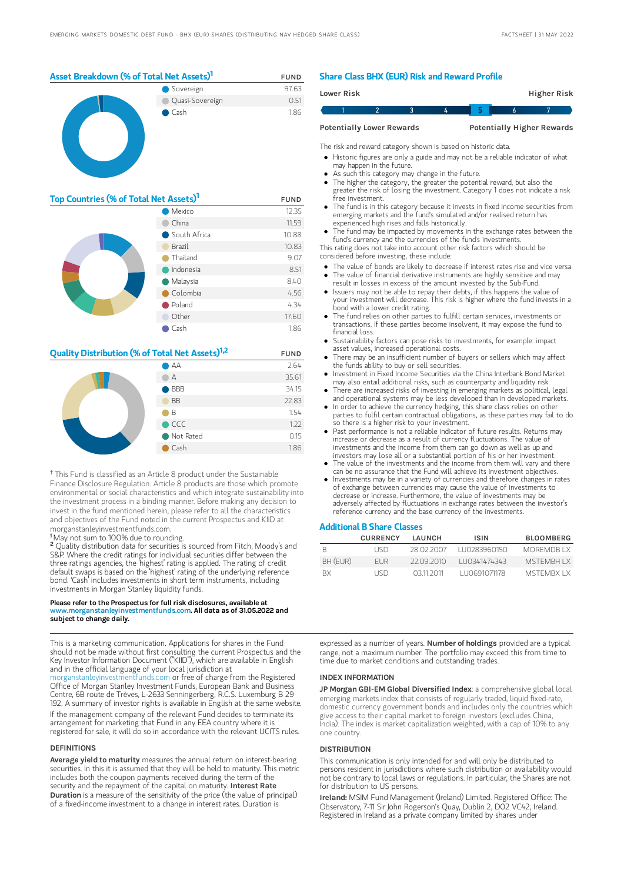## Asset Breakdown (% of Total Net Assets)[1]

| | FUND |
|---|---|
| Sovereign | 97.63 |
| Quasi-Sovereign | 0.51 |
| Cash | 1.86 |

## Top Countries (% of Total Net Assets)[1]

| | FUND |
|---|---|
| Mexico | 12.35 |
| China | 11.59 |
| South Africa | 10.88 |
| Brazil | 10.83 |
| Thailand | 9.07 |
| Indonesia | 8.51 |
| Malaysia | 8.40 |
| Colombia | 4.56 |
| Poland | 4.34 |
| Other | 17.60 |
| Cash | 1.86 |

## Quality Distribution (% of Total Net Assets)[1,2]

| | FUND |
|---|---|
| AA | 2.64 |
| A | 35.61 |
| BBB | 34.15 |
| BB | 22.83 |
| B | 1.54 |
| CCC | 1.22 |
| Not Rated | 0.15 |
| Cash | 1.86 |

† This Fund is classified as an Article 8 product under the Sustainable Finance Disclosure Regulation. Article 8 products are those which promote environmental or social characteristics and which integrate sustainability into the investment process in a binding manner. Before making any decision to invest in the fund mentioned herein, please refer to all the characteristics and objectives of the Fund noted in the current Prospectus and KIID at morganstanleyinvestmentfunds.com.

[1] May not sum to 100% due to rounding.

[2] Quality distribution data for securities is sourced from Fitch, Moody's and S&P. Where the credit ratings for individual securities differ between the three ratings agencies, the 'highest' rating is applied. The rating of credit default swaps is based on the 'highest' rating of the underlying reference bond. 'Cash' includes investments in short term instruments, including investments in Morgan Stanley liquidity funds.

**Please refer to the Prospectus for full risk disclosures, available at www.morganstanleyinvestmentfunds.com. All data as of 31.05.2022 and subject to change daily.**

## Share Class BHX (EUR) Risk and Reward Profile

| Lower Risk | | | | | | Higher Risk |
|---|---|---|---|---|---|---|
| 1 | 2 | 3 | 4 | **5** | 6 | 7 |
| Potentially Lower Rewards | | | | | | Potentially Higher Rewards |

The risk and reward category shown is based on historic data.

- Historic figures are only a guide and may not be a reliable indicator of what may happen in the future.
- As such this category may change in the future.
- The higher the category, the greater the potential reward, but also the greater the risk of losing the investment. Category 1 does not indicate a risk free investment.
- The fund is in this category because it invests in fixed income securities from emerging markets and the fund's simulated and/or realised return has experienced high rises and falls historically.
- The fund may be impacted by movements in the exchange rates between the fund's currency and the currencies of the fund's investments.

This rating does not take into account other risk factors which should be considered before investing, these include:

- The value of bonds are likely to decrease if interest rates rise and vice versa.
- The value of financial derivative instruments are highly sensitive and may result in losses in excess of the amount invested by the Sub-Fund.
- Issuers may not be able to repay their debts, if this happens the value of your investment will decrease. This risk is higher where the fund invests in a bond with a lower credit rating.
- The fund relies on other parties to fulfill certain services, investments or transactions. If these parties become insolvent, it may expose the fund to financial loss.
- Sustainability factors can pose risks to investments, for example: impact asset values, increased operational costs.
- There may be an insufficient number of buyers or sellers which may affect the funds ability to buy or sell securities.
- Investment in Fixed Income Securities via the China Interbank Bond Market may also entail additional risks, such as counterparty and liquidity risk.
- There are increased risks of investing in emerging markets as political, legal and operational systems may be less developed than in developed markets.
- In order to achieve the currency hedging, this share class relies on other parties to fulfil certain contractual obligations, as these parties may fail to do so there is a higher risk to your investment.
- Past performance is not a reliable indicator of future results. Returns may increase or decrease as a result of currency fluctuations. The value of investments and the income from them can go down as well as up and investors may lose all or a substantial portion of his or her investment.
- The value of the investments and the income from them will vary and there can be no assurance that the Fund will achieve its investment objectives.
- Investments may be in a variety of currencies and therefore changes in rates of exchange between currencies may cause the value of investments to decrease or increase. Furthermore, the value of investments may be adversely affected by fluctuations in exchange rates between the investor's reference currency and the base currency of the investments.

## Additional B Share Classes

| | CURRENCY | LAUNCH | ISIN | BLOOMBERG |
|---|---|---|---|---|
| B | USD | 28.02.2007 | LU0283960150 | MOREMDB LX |
| BH (EUR) | EUR | 22.09.2010 | LU0341474343 | MSTEMBH LX |
| BX | USD | 03.11.2011 | LU0691071178 | MSTEMBX LX |

This is a marketing communication. Applications for shares in the Fund should not be made without first consulting the current Prospectus and the Key Investor Information Document ("KIID"), which are available in English and in the official language of your local jurisdiction at morganstanleyinvestmentfunds.com or free of charge from the Registered Office of Morgan Stanley Investment Funds, European Bank and Business Centre, 6B route de Trèves, L-2633 Senningerberg, R.C.S. Luxemburg B 29 192. A summary of investor rights is available in English at the same website.

If the management company of the relevant Fund decides to terminate its arrangement for marketing that Fund in any EEA country where it is registered for sale, it will do so in accordance with the relevant UCITS rules.

### DEFINITIONS

**Average yield to maturity** measures the annual return on interest-bearing securities. In this it is assumed that they will be held to maturity. This metric includes both the coupon payments received during the term of the security and the repayment of the capital on maturity. **Interest Rate Duration** is a measure of the sensitivity of the price (the value of principal) of a fixed-income investment to a change in interest rates. Duration is expressed as a number of years. **Number of holdings** provided are a typical range, not a maximum number. The portfolio may exceed this from time to time due to market conditions and outstanding trades.

### INDEX INFORMATION

**JP Morgan GBI-EM Global Diversified Index**: a comprehensive global local emerging markets index that consists of regularly traded, liquid fixed-rate, domestic currency government bonds and includes only the countries which give access to their capital market to foreign investors (excludes China, India). The index is market capitalization weighted, with a cap of 10% to any one country.

### DISTRIBUTION

This communication is only intended for and will only be distributed to persons resident in jurisdictions where such distribution or availability would not be contrary to local laws or regulations. In particular, the Shares are not for distribution to US persons.

**Ireland:** MSIM Fund Management (Ireland) Limited. Registered Office: The Observatory, 7-11 Sir John Rogerson's Quay, Dublin 2, D02 VC42, Ireland. Registered in Ireland as a private company limited by shares under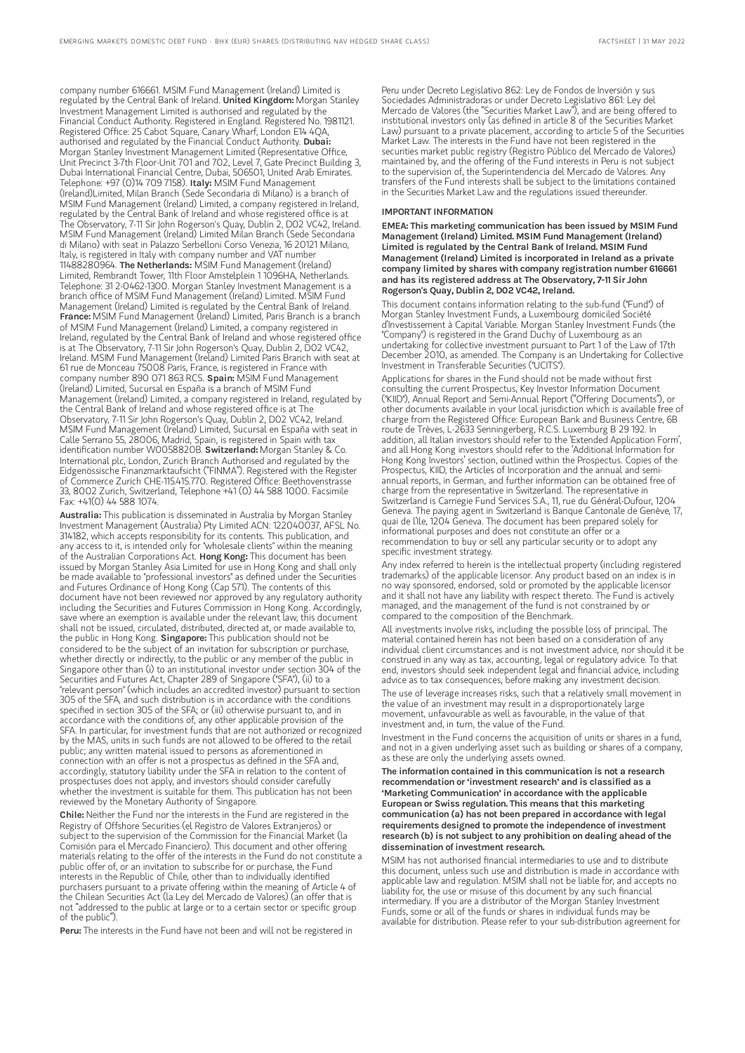company number 616661. MSIM Fund Management (Ireland) Limited is regulated by the Central Bank of Ireland. **United Kingdom:** Morgan Stanley Investment Management Limited is authorised and regulated by the Financial Conduct Authority. Registered in England. Registered No. 1981121. Registered Office: 25 Cabot Square, Canary Wharf, London E14 4QA, authorised and regulated by the Financial Conduct Authority. **Dubai:** Morgan Stanley Investment Management Limited (Representative Office, Unit Precinct 3-7th Floor-Unit 701 and 702, Level 7, Gate Precinct Building 3, Dubai International Financial Centre, Dubai, 506501, United Arab Emirates. Telephone: +97 (0)14 709 7158). **Italy:** MSIM Fund Management (Ireland)Limited, Milan Branch (Sede Secondaria di Milano) is a branch of MSIM Fund Management (Ireland) Limited, a company registered in Ireland, regulated by the Central Bank of Ireland and whose registered office is at The Observatory, 7-11 Sir John Rogerson's Quay, Dublin 2, D02 VC42, Ireland. MSIM Fund Management (Ireland) Limited Milan Branch (Sede Secondaria di Milano) with seat in Palazzo Serbelloni Corso Venezia, 16 20121 Milano, Italy, is registered in Italy with company number and VAT number 11488280964. **The Netherlands:** MSIM Fund Management (Ireland) Limited, Rembrandt Tower, 11th Floor Amstelplein 1 1096HA, Netherlands. Telephone: 31 2-0462-1300. Morgan Stanley Investment Management is a branch office of MSIM Fund Management (Ireland) Limited. MSIM Fund Management (Ireland) Limited is regulated by the Central Bank of Ireland. **France:** MSIM Fund Management (Ireland) Limited, Paris Branch is a branch of MSIM Fund Management (Ireland) Limited, a company registered in Ireland, regulated by the Central Bank of Ireland and whose registered office is at The Observatory, 7-11 Sir John Rogerson's Quay, Dublin 2, D02 VC42, Ireland. MSIM Fund Management (Ireland) Limited Paris Branch with seat at 61 rue de Monceau 75008 Paris, France, is registered in France with company number 890 071 863 RCS. **Spain:** MSIM Fund Management (Ireland) Limited, Sucursal en España is a branch of MSIM Fund Management (Ireland) Limited, a company registered in Ireland, regulated by the Central Bank of Ireland and whose registered office is at The Observatory, 7-11 Sir John Rogerson's Quay, Dublin 2, D02 VC42, Ireland. MSIM Fund Management (Ireland) Limited, Sucursal en España with seat in Calle Serrano 55, 28006, Madrid, Spain, is registered in Spain with tax identification number W0058820B. **Switzerland:** Morgan Stanley & Co. International plc, London, Zurich Branch Authorised and regulated by the Eidgenössische Finanzmarktaufsicht ("FINMA"). Registered with the Register of Commerce Zurich CHE-115.415.770. Registered Office: Beethovenstrasse 33, 8002 Zurich, Switzerland, Telephone +41 (0) 44 588 1000. Facsimile Fax: +41(0) 44 588 1074.

**Australia:** This publication is disseminated in Australia by Morgan Stanley Investment Management (Australia) Pty Limited ACN: 122040037, AFSL No. 314182, which accepts responsibility for its contents. This publication, and any access to it, is intended only for "wholesale clients" within the meaning of the Australian Corporations Act. **Hong Kong:** This document has been issued by Morgan Stanley Asia Limited for use in Hong Kong and shall only be made available to "professional investors" as defined under the Securities and Futures Ordinance of Hong Kong (Cap 571). The contents of this document have not been reviewed nor approved by any regulatory authority including the Securities and Futures Commission in Hong Kong. Accordingly, save where an exemption is available under the relevant law, this document shall not be issued, circulated, distributed, directed at, or made available to, the public in Hong Kong. **Singapore:** This publication should not be considered to be the subject of an invitation for subscription or purchase, whether directly or indirectly, to the public or any member of the public in Singapore other than (i) to an institutional investor under section 304 of the Securities and Futures Act, Chapter 289 of Singapore ("SFA"), (ii) to a "relevant person" (which includes an accredited investor) pursuant to section 305 of the SFA, and such distribution is in accordance with the conditions specified in section 305 of the SFA; or (iii) otherwise pursuant to, and in accordance with the conditions of, any other applicable provision of the SFA. In particular, for investment funds that are not authorized or recognized by the MAS, units in such funds are not allowed to be offered to the retail public; any written material issued to persons as aforementioned in connection with an offer is not a prospectus as defined in the SFA and, accordingly, statutory liability under the SFA in relation to the content of prospectuses does not apply, and investors should consider carefully whether the investment is suitable for them. This publication has not been reviewed by the Monetary Authority of Singapore.

**Chile:** Neither the Fund nor the interests in the Fund are registered in the Registry of Offshore Securities (el Registro de Valores Extranjeros) or subject to the supervision of the Commission for the Financial Market (la Comisión para el Mercado Financiero). This document and other offering materials relating to the offer of the interests in the Fund do not constitute a public offer of, or an invitation to subscribe for or purchase, the Fund interests in the Republic of Chile, other than to individually identified purchasers pursuant to a private offering within the meaning of Article 4 of the Chilean Securities Act (la Ley del Mercado de Valores) (an offer that is not "addressed to the public at large or to a certain sector or specific group of the public").

**Peru:** The interests in the Fund have not been and will not be registered in Peru under Decreto Legislativo 862: Ley de Fondos de Inversión y sus Sociedades Administradoras or under Decreto Legislativo 861: Ley del Mercado de Valores (the "Securities Market Law"), and are being offered to institutional investors only (as defined in article 8 of the Securities Market Law) pursuant to a private placement, according to article 5 of the Securities Market Law. The interests in the Fund have not been registered in the securities market public registry (Registro Público del Mercado de Valores) maintained by, and the offering of the Fund interests in Peru is not subject to the supervision of, the Superintendencia del Mercado de Valores. Any transfers of the Fund interests shall be subject to the limitations contained in the Securities Market Law and the regulations issued thereunder.

## IMPORTANT INFORMATION

**EMEA: This marketing communication has been issued by MSIM Fund Management (Ireland) Limited. MSIM Fund Management (Ireland) Limited is regulated by the Central Bank of Ireland. MSIM Fund Management (Ireland) Limited is incorporated in Ireland as a private company limited by shares with company registration number 616661 and has its registered address at The Observatory, 7-11 Sir John Rogerson's Quay, Dublin 2, D02 VC42, Ireland.**

This document contains information relating to the sub-fund ("Fund") of Morgan Stanley Investment Funds, a Luxembourg domiciled Société d'Investissement à Capital Variable. Morgan Stanley Investment Funds (the "Company") is registered in the Grand Duchy of Luxembourg as an undertaking for collective investment pursuant to Part 1 of the Law of 17th December 2010, as amended. The Company is an Undertaking for Collective Investment in Transferable Securities ("UCITS").

Applications for shares in the Fund should not be made without first consulting the current Prospectus, Key Investor Information Document ("KIID"), Annual Report and Semi-Annual Report ("Offering Documents"), or other documents available in your local jurisdiction which is available free of charge from the Registered Office: European Bank and Business Centre, 6B route de Trèves, L-2633 Senningerberg, R.C.S. Luxemburg B 29 192. In addition, all Italian investors should refer to the 'Extended Application Form', and all Hong Kong investors should refer to the 'Additional Information for Hong Kong Investors' section, outlined within the Prospectus. Copies of the Prospectus, KIID, the Articles of Incorporation and the annual and semi-annual reports, in German, and further information can be obtained free of charge from the representative in Switzerland. The representative in Switzerland is Carnegie Fund Services S.A., 11, rue du Général-Dufour, 1204 Geneva. The paying agent in Switzerland is Banque Cantonale de Genève, 17, quai de l'Ile, 1204 Geneva. The document has been prepared solely for informational purposes and does not constitute an offer or a recommendation to buy or sell any particular security or to adopt any specific investment strategy.

Any index referred to herein is the intellectual property (including registered trademarks) of the applicable licensor. Any product based on an index is in no way sponsored, endorsed, sold or promoted by the applicable licensor and it shall not have any liability with respect thereto. The Fund is actively managed, and the management of the fund is not constrained by or compared to the composition of the Benchmark.

All investments involve risks, including the possible loss of principal. The material contained herein has not been based on a consideration of any individual client circumstances and is not investment advice, nor should it be construed in any way as tax, accounting, legal or regulatory advice. To that end, investors should seek independent legal and financial advice, including advice as to tax consequences, before making any investment decision.

The use of leverage increases risks, such that a relatively small movement in the value of an investment may result in a disproportionately large movement, unfavourable as well as favourable, in the value of that investment and, in turn, the value of the Fund.

Investment in the Fund concerns the acquisition of units or shares in a fund, and not in a given underlying asset such as building or shares of a company, as these are only the underlying assets owned.

**The information contained in this communication is not a research recommendation or 'investment research' and is classified as a 'Marketing Communication' in accordance with the applicable European or Swiss regulation. This means that this marketing communication (a) has not been prepared in accordance with legal requirements designed to promote the independence of investment research (b) is not subject to any prohibition on dealing ahead of the dissemination of investment research.**

MSIM has not authorised financial intermediaries to use and to distribute this document, unless such use and distribution is made in accordance with applicable law and regulation. MSIM shall not be liable for, and accepts no liability for, the use or misuse of this document by any such financial intermediary. If you are a distributor of the Morgan Stanley Investment Funds, some or all of the funds or shares in individual funds may be available for distribution. Please refer to your sub-distribution agreement for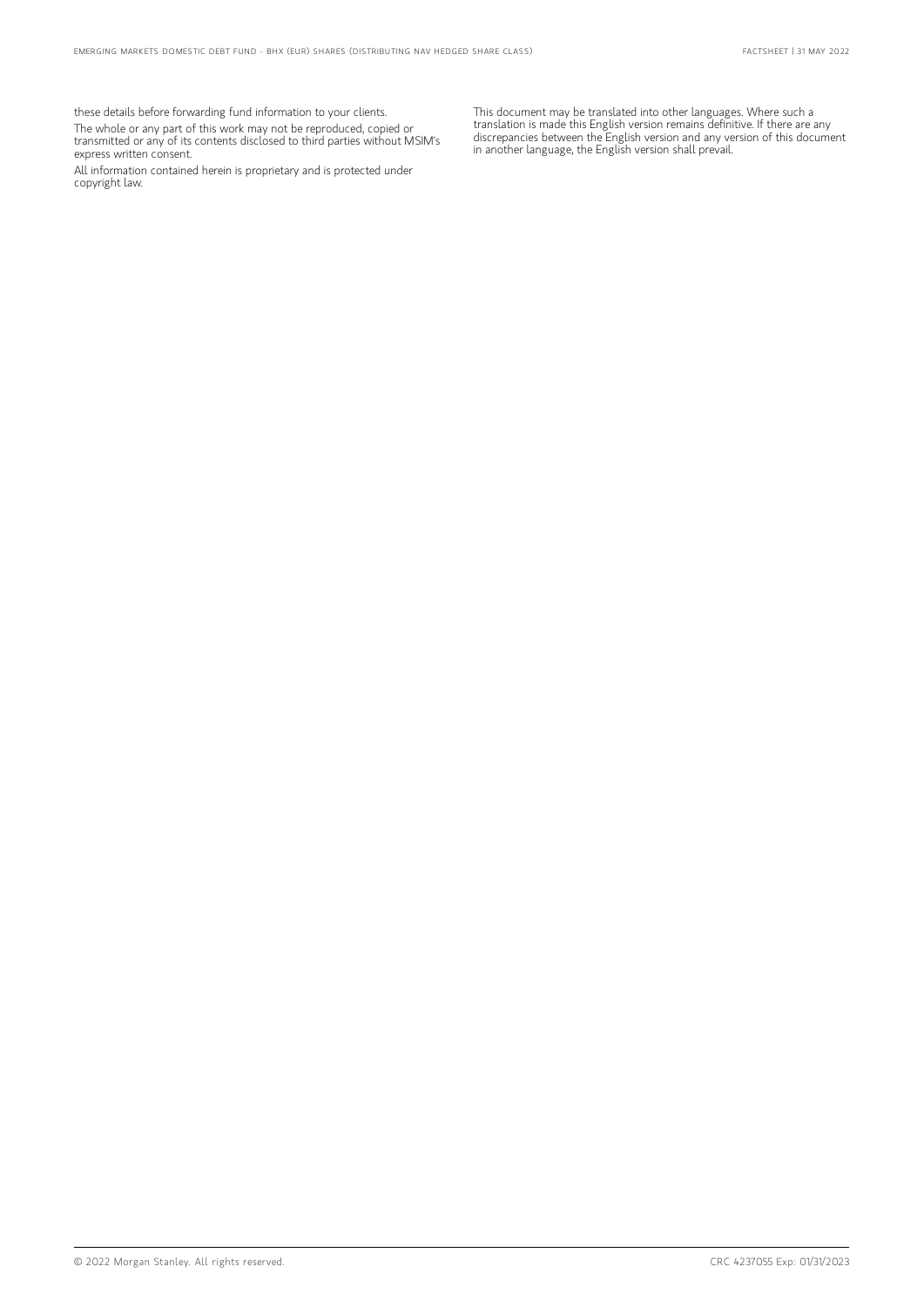these details before forwarding fund information to your clients.

The whole or any part of this work may not be reproduced, copied or transmitted or any of its contents disclosed to third parties without MSIM's express written consent.

All information contained herein is proprietary and is protected under copyright law.

This document may be translated into other languages. Where such a translation is made this English version remains definitive. If there are any discrepancies between the English version and any version of this document in another language, the English version shall prevail.

© 2022 Morgan Stanley. All rights reserved.

CRC 4237055 Exp: 01/31/2023